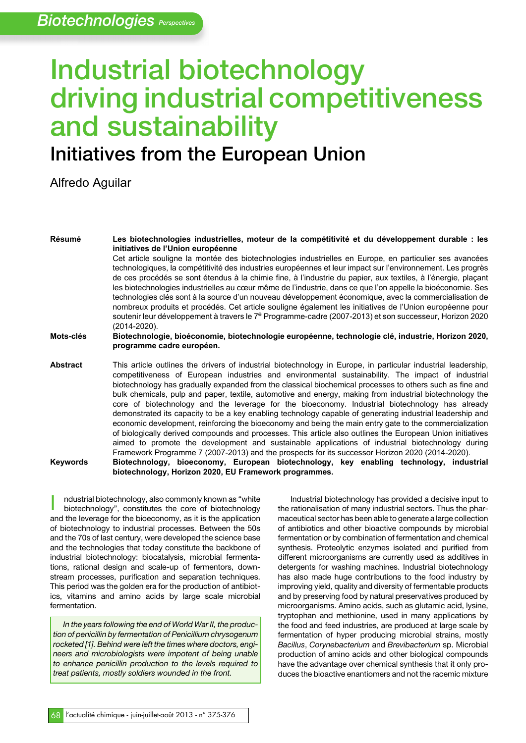# Industrial biotechnology driving industrial competitiveness and sustainability

## Initiatives from the European Union

Alfredo Aguilar

**Résumé** **Les biotechnologies industrielles, moteur de la compétitivité et du développement durable : les initiatives de l'Union européenne**

Cet article souligne la montée des biotechnologies industrielles en Europe, en particulier ses avancées technologiques, la compétitivité des industries européennes et leur impact sur l'environnement. Les progrès de ces procédés se sont étendus à la chimie fine, à l'industrie du papier, aux textiles, à l'énergie, plaçant les biotechnologies industrielles au cœur même de l'industrie, dans ce que l'on appelle la bioéconomie. Ses technologies clés sont à la source d'un nouveau développement économique, avec la commercialisation de nombreux produits et procédés. Cet article souligne également les initiatives de l'Union européenne pour soutenir leur développement à travers le 7$^{e}$ Programme-cadre (2007-2013) et son successeur, Horizon 2020 (2014-2020).

**Mots-clés** **Biotechnologie, bioéconomie, biotechnologie européenne, technologie clé, industrie, Horizon 2020, programme cadre européen.**

**Abstract** This article outlines the drivers of industrial biotechnology in Europe, in particular industrial leadership, competitiveness of European industries and environmental sustainability. The impact of industrial biotechnology has gradually expanded from the classical biochemical processes to others such as fine and bulk chemicals, pulp and paper, textile, automotive and energy, making from industrial biotechnology the core of biotechnology and the leverage for the bioeconomy. Industrial biotechnology has already demonstrated its capacity to be a key enabling technology capable of generating industrial leadership and economic development, reinforcing the bioeconomy and being the main entry gate to the commercialization of biologically derived compounds and processes. This article also outlines the European Union initiatives aimed to promote the development and sustainable applications of industrial biotechnology during Framework Programme 7 (2007-2013) and the prospects for its successor Horizon 2020 (2014-2020).

**Keywords** **Biotechnology, bioeconomy, European biotechnology, key enabling technology, industrial biotechnology, Horizon 2020, EU Framework programmes.**

Industrial biotechnology, also commonly known as "white biotechnology", constitutes the core of biotechnology and the leverage for the bioeconomy, as it is the application of biotechnology to industrial processes. Between the 50s and the 70s of last century, were developed the science base and the technologies that today constitute the backbone of industrial biotechnology: biocatalysis, microbial fermentations, rational design and scale-up of fermentors, downstream processes, purification and separation techniques. This period was the golden era for the production of antibiotics, vitamins and amino acids by large scale microbial fermentation.

*In the years following the end of World War II, the production of penicillin by fermentation of Penicillium chrysogenum rocketed [1]. Behind were left the times where doctors, engineers and microbiologists were impotent of being unable to enhance penicillin production to the levels required to treat patients, mostly soldiers wounded in the front.*

Industrial biotechnology has provided a decisive input to the rationalisation of many industrial sectors. Thus the pharmaceutical sector has been able to generate a large collection of antibiotics and other bioactive compounds by microbial fermentation or by combination of fermentation and chemical synthesis. Proteolytic enzymes isolated and purified from different microorganisms are currently used as additives in detergents for washing machines. Industrial biotechnology has also made huge contributions to the food industry by improving yield, quality and diversity of fermentable products and by preserving food by natural preservatives produced by microorganisms. Amino acids, such as glutamic acid, lysine, tryptophan and methionine, used in many applications by the food and feed industries, are produced at large scale by fermentation of hyper producing microbial strains, mostly *Bacillus*, *Corynebacterium* and *Brevibacterium* sp. Microbial production of amino acids and other biological compounds have the advantage over chemical synthesis that it only produces the bioactive enantiomers and not the racemic mixture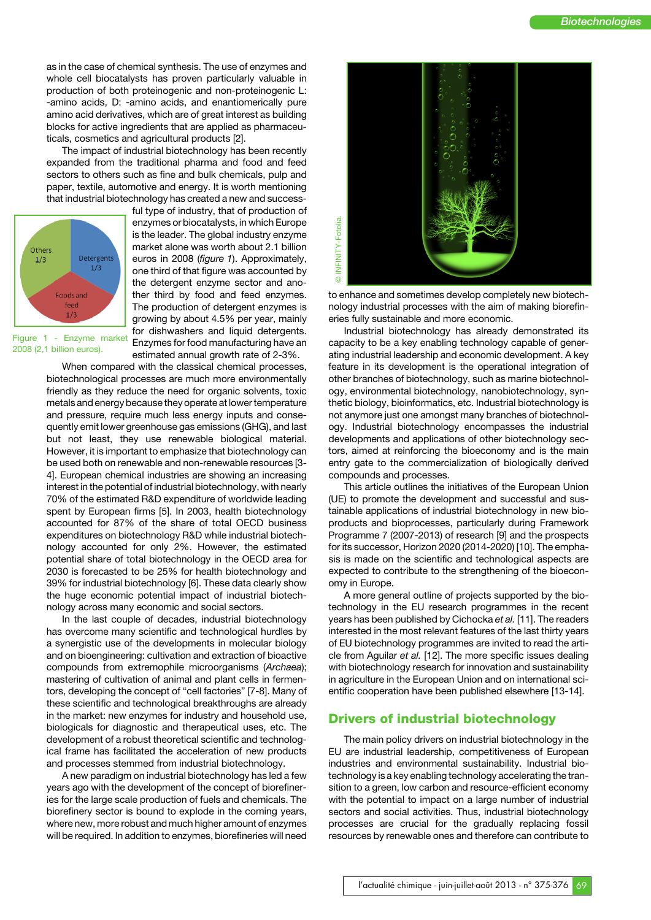as in the case of chemical synthesis. The use of enzymes and whole cell biocatalysts has proven particularly valuable in production of both proteinogenic and non-proteinogenic L: -amino acids, D: -amino acids, and enantiomerically pure amino acid derivatives, which are of great interest as building blocks for active ingredients that are applied as pharmaceuticals, cosmetics and agricultural products [2].

The impact of industrial biotechnology has been recently expanded from the traditional pharma and food and feed sectors to others such as fine and bulk chemicals, pulp and paper, textile, automotive and energy. It is worth mentioning that industrial biotechnology has created a new and successful type of industry, that of production of enzymes or biocatalysts, in which Europe is the leader. The global industry enzyme market alone was worth about 2.1 billion euros in 2008 (*figure 1*). Approximately, one third of that figure was accounted by the detergent enzyme sector and another third by food and feed enzymes. The production of detergent enzymes is growing by about 4.5% per year, mainly for dishwashers and liquid detergents. Enzymes for food manufacturing have an estimated annual growth rate of 2-3%.

Others 1/3
Detergents 1/3
Foods and feed 1/3

Figure 1 - Enzyme market 2008 (2,1 billion euros).

When compared with the classical chemical processes, biotechnological processes are much more environmentally friendly as they reduce the need for organic solvents, toxic metals and energy because they operate at lower temperature and pressure, require much less energy inputs and consequently emit lower greenhouse gas emissions (GHG), and last but not least, they use renewable biological material. However, it is important to emphasize that biotechnology can be used both on renewable and non-renewable resources [3-4]. European chemical industries are showing an increasing interest in the potential of industrial biotechnology, with nearly 70% of the estimated R&D expenditure of worldwide leading spent by European firms [5]. In 2003, health biotechnology accounted for 87% of the share of total OECD business expenditures on biotechnology R&D while industrial biotechnology accounted for only 2%. However, the estimated potential share of total biotechnology in the OECD area for 2030 is forecasted to be 25% for health biotechnology and 39% for industrial biotechnology [6]. These data clearly show the huge economic potential impact of industrial biotechnology across many economic and social sectors.

In the last couple of decades, industrial biotechnology has overcome many scientific and technological hurdles by a synergistic use of the developments in molecular biology and on bioengineering: cultivation and extraction of bioactive compounds from extremophile microorganisms (*Archaea*); mastering of cultivation of animal and plant cells in fermentors, developing the concept of "cell factories" [7-8]. Many of these scientific and technological breakthroughs are already in the market: new enzymes for industry and household use, biologicals for diagnostic and therapeutical uses, etc. The development of a robust theoretical scientific and technological frame has facilitated the acceleration of new products and processes stemmed from industrial biotechnology.

A new paradigm on industrial biotechnology has led a few years ago with the development of the concept of biorefineries for the large scale production of fuels and chemicals. The biorefinery sector is bound to explode in the coming years, where new, more robust and much higher amount of enzymes will be required. In addition to enzymes, biorefineries will need to enhance and sometimes develop completely new biotechnology industrial processes with the aim of making biorefineries fully sustainable and more economic.

© INFINITY-Fotolia.

Industrial biotechnology has already demonstrated its capacity to be a key enabling technology capable of generating industrial leadership and economic development. A key feature in its development is the operational integration of other branches of biotechnology, such as marine biotechnology, environmental biotechnology, nanobiotechnology, synthetic biology, bioinformatics, etc. Industrial biotechnology is not anymore just one amongst many branches of biotechnology. Industrial biotechnology encompasses the industrial developments and applications of other biotechnology sectors, aimed at reinforcing the bioeconomy and is the main entry gate to the commercialization of biologically derived compounds and processes.

This article outlines the initiatives of the European Union (UE) to promote the development and successful and sustainable applications of industrial biotechnology in new bioproducts and bioprocesses, particularly during Framework Programme 7 (2007-2013) of research [9] and the prospects for its successor, Horizon 2020 (2014-2020) [10]. The emphasis is made on the scientific and technological aspects are expected to contribute to the strengthening of the bioeconomy in Europe.

A more general outline of projects supported by the biotechnology in the EU research programmes in the recent years has been published by Cichocka *et al.* [11]. The readers interested in the most relevant features of the last thirty years of EU biotechnology programmes are invited to read the article from Aguilar *et al.* [12]. The more specific issues dealing with biotechnology research for innovation and sustainability in agriculture in the European Union and on international scientific cooperation have been published elsewhere [13-14].

## Drivers of industrial biotechnology

The main policy drivers on industrial biotechnology in the EU are industrial leadership, competitiveness of European industries and environmental sustainability. Industrial biotechnology is a key enabling technology accelerating the transition to a green, low carbon and resource-efficient economy with the potential to impact on a large number of industrial sectors and social activities. Thus, industrial biotechnology processes are crucial for the gradually replacing fossil resources by renewable ones and therefore can contribute to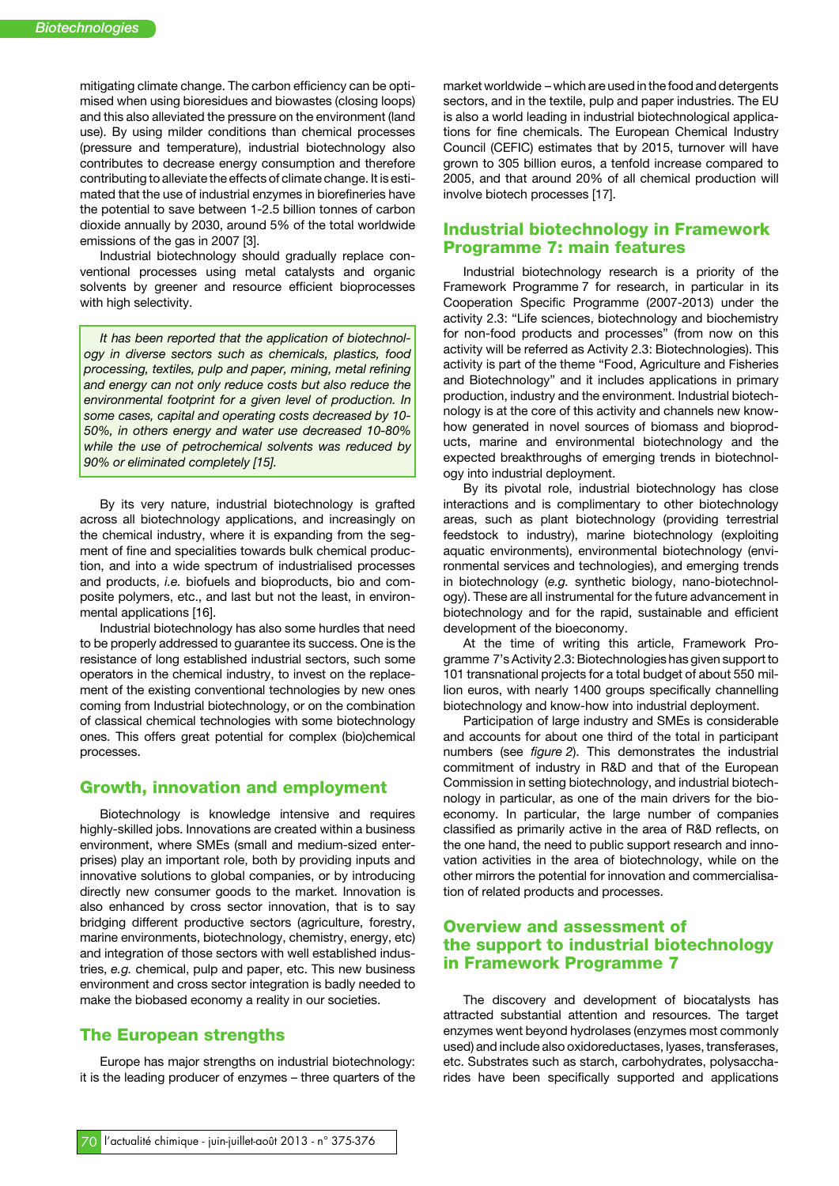mitigating climate change. The carbon efficiency can be optimised when using bioresidues and biowastes (closing loops) and this also alleviated the pressure on the environment (land use). By using milder conditions than chemical processes (pressure and temperature), industrial biotechnology also contributes to decrease energy consumption and therefore contributing to alleviate the effects of climate change. It is estimated that the use of industrial enzymes in biorefineries have the potential to save between 1-2.5 billion tonnes of carbon dioxide annually by 2030, around 5% of the total worldwide emissions of the gas in 2007 [3].

Industrial biotechnology should gradually replace conventional processes using metal catalysts and organic solvents by greener and resource efficient bioprocesses with high selectivity.

*It has been reported that the application of biotechnology in diverse sectors such as chemicals, plastics, food processing, textiles, pulp and paper, mining, metal refining and energy can not only reduce costs but also reduce the environmental footprint for a given level of production. In some cases, capital and operating costs decreased by 10-50%, in others energy and water use decreased 10-80% while the use of petrochemical solvents was reduced by 90% or eliminated completely [15].*

By its very nature, industrial biotechnology is grafted across all biotechnology applications, and increasingly on the chemical industry, where it is expanding from the segment of fine and specialities towards bulk chemical production, and into a wide spectrum of industrialised processes and products, *i.e.* biofuels and bioproducts, bio and composite polymers, etc., and last but not the least, in environmental applications [16].

Industrial biotechnology has also some hurdles that need to be properly addressed to guarantee its success. One is the resistance of long established industrial sectors, such some operators in the chemical industry, to invest on the replacement of the existing conventional technologies by new ones coming from Industrial biotechnology, or on the combination of classical chemical technologies with some biotechnology ones. This offers great potential for complex (bio)chemical processes.

## Growth, innovation and employment

Biotechnology is knowledge intensive and requires highly-skilled jobs. Innovations are created within a business environment, where SMEs (small and medium-sized enterprises) play an important role, both by providing inputs and innovative solutions to global companies, or by introducing directly new consumer goods to the market. Innovation is also enhanced by cross sector innovation, that is to say bridging different productive sectors (agriculture, forestry, marine environments, biotechnology, chemistry, energy, etc) and integration of those sectors with well established industries, *e.g.* chemical, pulp and paper, etc. This new business environment and cross sector integration is badly needed to make the biobased economy a reality in our societies.

## The European strengths

Europe has major strengths on industrial biotechnology: it is the leading producer of enzymes – three quarters of the market worldwide – which are used in the food and detergents sectors, and in the textile, pulp and paper industries. The EU is also a world leading in industrial biotechnological applications for fine chemicals. The European Chemical Industry Council (CEFIC) estimates that by 2015, turnover will have grown to 305 billion euros, a tenfold increase compared to 2005, and that around 20% of all chemical production will involve biotech processes [17].

## Industrial biotechnology in Framework Programme 7: main features

Industrial biotechnology research is a priority of the Framework Programme 7 for research, in particular in its Cooperation Specific Programme (2007-2013) under the activity 2.3: "Life sciences, biotechnology and biochemistry for non-food products and processes" (from now on this activity will be referred as Activity 2.3: Biotechnologies). This activity is part of the theme "Food, Agriculture and Fisheries and Biotechnology" and it includes applications in primary production, industry and the environment. Industrial biotechnology is at the core of this activity and channels new know-how generated in novel sources of biomass and bioproducts, marine and environmental biotechnology and the expected breakthroughs of emerging trends in biotechnology into industrial deployment.

By its pivotal role, industrial biotechnology has close interactions and is complimentary to other biotechnology areas, such as plant biotechnology (providing terrestrial feedstock to industry), marine biotechnology (exploiting aquatic environments), environmental biotechnology (environmental services and technologies), and emerging trends in biotechnology (*e.g.* synthetic biology, nano-biotechnology). These are all instrumental for the future advancement in biotechnology and for the rapid, sustainable and efficient development of the bioeconomy.

At the time of writing this article, Framework Programme 7's Activity 2.3: Biotechnologies has given support to 101 transnational projects for a total budget of about 550 million euros, with nearly 1400 groups specifically channelling biotechnology and know-how into industrial deployment.

Participation of large industry and SMEs is considerable and accounts for about one third of the total in participant numbers (see *figure 2*). This demonstrates the industrial commitment of industry in R&D and that of the European Commission in setting biotechnology, and industrial biotechnology in particular, as one of the main drivers for the bioeconomy. In particular, the large number of companies classified as primarily active in the area of R&D reflects, on the one hand, the need to public support research and innovation activities in the area of biotechnology, while on the other mirrors the potential for innovation and commercialisation of related products and processes.

## Overview and assessment of the support to industrial biotechnology in Framework Programme 7

The discovery and development of biocatalysts has attracted substantial attention and resources. The target enzymes went beyond hydrolases (enzymes most commonly used) and include also oxidoreductases, lyases, transferases, etc. Substrates such as starch, carbohydrates, polysaccharides have been specifically supported and applications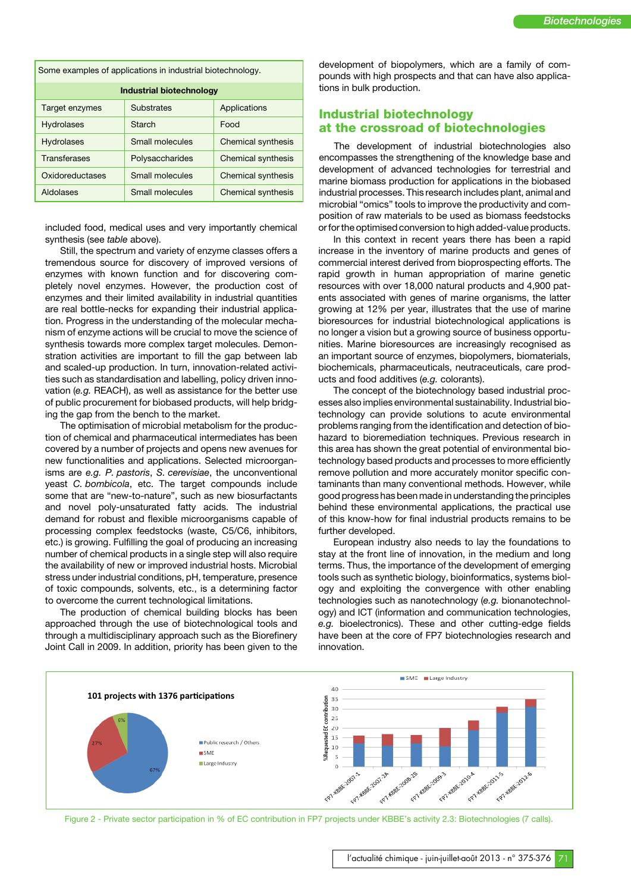Some examples of applications in industrial biotechnology.

| Industrial biotechnology | | |
|---|---|---|
| Target enzymes | Substrates | Applications |
| Hydrolases | Starch | Food |
| Hydrolases | Small molecules | Chemical synthesis |
| Transferases | Polysaccharides | Chemical synthesis |
| Oxidoreductases | Small molecules | Chemical synthesis |
| Aldolases | Small molecules | Chemical synthesis |

included food, medical uses and very importantly chemical synthesis (see *table* above).

Still, the spectrum and variety of enzyme classes offers a tremendous source for discovery of improved versions of enzymes with known function and for discovering completely novel enzymes. However, the production cost of enzymes and their limited availability in industrial quantities are real bottle-necks for expanding their industrial application. Progress in the understanding of the molecular mechanism of enzyme actions will be crucial to move the science of synthesis towards more complex target molecules. Demonstration activities are important to fill the gap between lab and scaled-up production. In turn, innovation-related activities such as standardisation and labelling, policy driven innovation (*e.g.* REACH), as well as assistance for the better use of public procurement for biobased products, will help bridging the gap from the bench to the market.

The optimisation of microbial metabolism for the production of chemical and pharmaceutical intermediates has been covered by a number of projects and opens new avenues for new functionalities and applications. Selected microorganisms are *e.g. P. pastoris*, *S. cerevisiae*, the unconventional yeast *C. bombicola*, etc. The target compounds include some that are "new-to-nature", such as new biosurfactants and novel poly-unsaturated fatty acids. The industrial demand for robust and flexible microorganisms capable of processing complex feedstocks (waste, C5/C6, inhibitors, etc.) is growing. Fulfilling the goal of producing an increasing number of chemical products in a single step will also require the availability of new or improved industrial hosts. Microbial stress under industrial conditions, pH, temperature, presence of toxic compounds, solvents, etc., is a determining factor to overcome the current technological limitations.

The production of chemical building blocks has been approached through the use of biotechnological tools and through a multidisciplinary approach such as the Biorefinery Joint Call in 2009. In addition, priority has been given to the development of biopolymers, which are a family of compounds with high prospects and that can have also applications in bulk production.

## Industrial biotechnology at the crossroad of biotechnologies

The development of industrial biotechnologies also encompasses the strengthening of the knowledge base and development of advanced technologies for terrestrial and marine biomass production for applications in the biobased industrial processes. This research includes plant, animal and microbial "omics" tools to improve the productivity and composition of raw materials to be used as biomass feedstocks or for the optimised conversion to high added-value products.

In this context in recent years there has been a rapid increase in the inventory of marine products and genes of commercial interest derived from bioprospecting efforts. The rapid growth in human appropriation of marine genetic resources with over 18,000 natural products and 4,900 patents associated with genes of marine organisms, the latter growing at 12% per year, illustrates that the use of marine bioresources for industrial biotechnological applications is no longer a vision but a growing source of business opportunities. Marine bioresources are increasingly recognised as an important source of enzymes, biopolymers, biomaterials, biochemicals, pharmaceuticals, neutraceuticals, care products and food additives (*e.g.* colorants).

The concept of the biotechnology based industrial processes also implies environmental sustainability. Industrial biotechnology can provide solutions to acute environmental problems ranging from the identification and detection of biohazard to bioremediation techniques. Previous research in this area has shown the great potential of environmental biotechnology based products and processes to more efficiently remove pollution and more accurately monitor specific contaminants than many conventional methods. However, while good progress has been made in understanding the principles behind these environmental applications, the practical use of this know-how for final industrial products remains to be further developed.

European industry also needs to lay the foundations to stay at the front line of innovation, in the medium and long terms. Thus, the importance of the development of emerging tools such as synthetic biology, bioinformatics, systems biology and exploiting the convergence with other enabling technologies such as nanotechnology (*e.g.* bionanotechnology) and ICT (information and communication technologies, *e.g.* bioelectronics). These and other cutting-edge fields have been at the core of FP7 biotechnologies research and innovation.

Figure 2 - Private sector participation in % of EC contribution in FP7 projects under KBBE's activity 2.3: Biotechnologies (7 calls).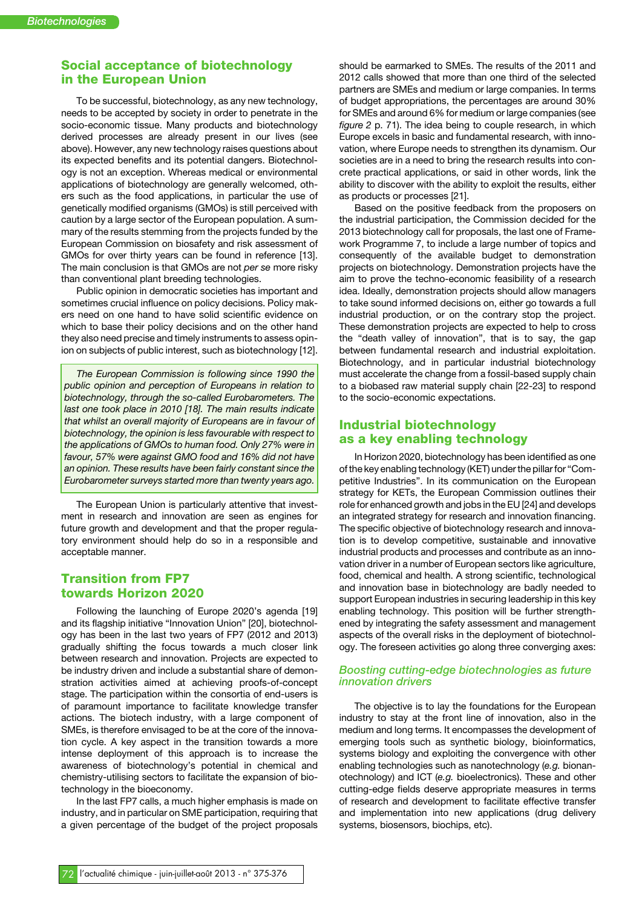## Social acceptance of biotechnology in the European Union

To be successful, biotechnology, as any new technology, needs to be accepted by society in order to penetrate in the socio-economic tissue. Many products and biotechnology derived processes are already present in our lives (see above). However, any new technology raises questions about its expected benefits and its potential dangers. Biotechnology is not an exception. Whereas medical or environmental applications of biotechnology are generally welcomed, others such as the food applications, in particular the use of genetically modified organisms (GMOs) is still perceived with caution by a large sector of the European population. A summary of the results stemming from the projects funded by the European Commission on biosafety and risk assessment of GMOs for over thirty years can be found in reference [13]. The main conclusion is that GMOs are not *per se* more risky than conventional plant breeding technologies.

Public opinion in democratic societies has important and sometimes crucial influence on policy decisions. Policy makers need on one hand to have solid scientific evidence on which to base their policy decisions and on the other hand they also need precise and timely instruments to assess opinion on subjects of public interest, such as biotechnology [12].

*The European Commission is following since 1990 the public opinion and perception of Europeans in relation to biotechnology, through the so-called Eurobarometers. The last one took place in 2010 [18]. The main results indicate that whilst an overall majority of Europeans are in favour of biotechnology, the opinion is less favourable with respect to the applications of GMOs to human food. Only 27% were in favour, 57% were against GMO food and 16% did not have an opinion. These results have been fairly constant since the Eurobarometer surveys started more than twenty years ago.*

The European Union is particularly attentive that investment in research and innovation are seen as engines for future growth and development and that the proper regulatory environment should help do so in a responsible and acceptable manner.

## Transition from FP7 towards Horizon 2020

Following the launching of Europe 2020's agenda [19] and its flagship initiative "Innovation Union" [20], biotechnology has been in the last two years of FP7 (2012 and 2013) gradually shifting the focus towards a much closer link between research and innovation. Projects are expected to be industry driven and include a substantial share of demonstration activities aimed at achieving proofs-of-concept stage. The participation within the consortia of end-users is of paramount importance to facilitate knowledge transfer actions. The biotech industry, with a large component of SMEs, is therefore envisaged to be at the core of the innovation cycle. A key aspect in the transition towards a more intense deployment of this approach is to increase the awareness of biotechnology's potential in chemical and chemistry-utilising sectors to facilitate the expansion of biotechnology in the bioeconomy.

In the last FP7 calls, a much higher emphasis is made on industry, and in particular on SME participation, requiring that a given percentage of the budget of the project proposals should be earmarked to SMEs. The results of the 2011 and 2012 calls showed that more than one third of the selected partners are SMEs and medium or large companies. In terms of budget appropriations, the percentages are around 30% for SMEs and around 6% for medium or large companies (see *figure 2* p. 71). The idea being to couple research, in which Europe excels in basic and fundamental research, with innovation, where Europe needs to strengthen its dynamism. Our societies are in a need to bring the research results into concrete practical applications, or said in other words, link the ability to discover with the ability to exploit the results, either as products or processes [21].

Based on the positive feedback from the proposers on the industrial participation, the Commission decided for the 2013 biotechnology call for proposals, the last one of Framework Programme 7, to include a large number of topics and consequently of the available budget to demonstration projects on biotechnology. Demonstration projects have the aim to prove the techno-economic feasibility of a research idea. Ideally, demonstration projects should allow managers to take sound informed decisions on, either go towards a full industrial production, or on the contrary stop the project. These demonstration projects are expected to help to cross the "death valley of innovation", that is to say, the gap between fundamental research and industrial exploitation. Biotechnology, and in particular industrial biotechnology must accelerate the change from a fossil-based supply chain to a biobased raw material supply chain [22-23] to respond to the socio-economic expectations.

## Industrial biotechnology as a key enabling technology

In Horizon 2020, biotechnology has been identified as one of the key enabling technology (KET) under the pillar for "Competitive Industries". In its communication on the European strategy for KETs, the European Commission outlines their role for enhanced growth and jobs in the EU [24] and develops an integrated strategy for research and innovation financing. The specific objective of biotechnology research and innovation is to develop competitive, sustainable and innovative industrial products and processes and contribute as an innovation driver in a number of European sectors like agriculture, food, chemical and health. A strong scientific, technological and innovation base in biotechnology are badly needed to support European industries in securing leadership in this key enabling technology. This position will be further strengthened by integrating the safety assessment and management aspects of the overall risks in the deployment of biotechnology. The foreseen activities go along three converging axes:

### *Boosting cutting-edge biotechnologies as future innovation drivers*

The objective is to lay the foundations for the European industry to stay at the front line of innovation, also in the medium and long terms. It encompasses the development of emerging tools such as synthetic biology, bioinformatics, systems biology and exploiting the convergence with other enabling technologies such as nanotechnology (*e.g.* bionanotechnology) and ICT (*e.g.* bioelectronics). These and other cutting-edge fields deserve appropriate measures in terms of research and development to facilitate effective transfer and implementation into new applications (drug delivery systems, biosensors, biochips, etc).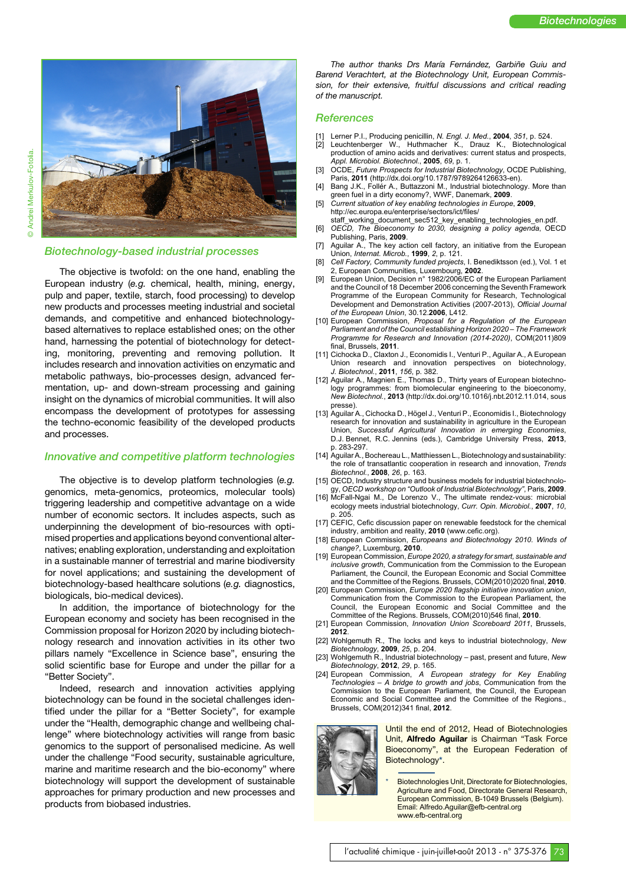## Biotechnology-based industrial processes

The objective is twofold: on the one hand, enabling the European industry (*e.g.* chemical, health, mining, energy, pulp and paper, textile, starch, food processing) to develop new products and processes meeting industrial and societal demands, and competitive and enhanced biotechnology-based alternatives to replace established ones; on the other hand, harnessing the potential of biotechnology for detecting, monitoring, preventing and removing pollution. It includes research and innovation activities on enzymatic and metabolic pathways, bio-processes design, advanced fermentation, up- and down-stream processing and gaining insight on the dynamics of microbial communities. It will also encompass the development of prototypes for assessing the techno-economic feasibility of the developed products and processes.

## Innovative and competitive platform technologies

The objective is to develop platform technologies (*e.g.* genomics, meta-genomics, proteomics, molecular tools) triggering leadership and competitive advantage on a wide number of economic sectors. It includes aspects, such as underpinning the development of bio-resources with optimised properties and applications beyond conventional alternatives; enabling exploration, understanding and exploitation in a sustainable manner of terrestrial and marine biodiversity for novel applications; and sustaining the development of biotechnology-based healthcare solutions (*e.g.* diagnostics, biologicals, bio-medical devices).

In addition, the importance of biotechnology for the European economy and society has been recognised in the Commission proposal for Horizon 2020 by including biotechnology research and innovation activities in its other two pillars namely "Excellence in Science base", ensuring the solid scientific base for Europe and under the pillar for a "Better Society".

Indeed, research and innovation activities applying biotechnology can be found in the societal challenges identified under the pillar for a "Better Society", for example under the "Health, demographic change and wellbeing challenge" where biotechnology activities will range from basic genomics to the support of personalised medicine. As well under the challenge "Food security, sustainable agriculture, marine and maritime research and the bio-economy" where biotechnology will support the development of sustainable approaches for primary production and new processes and products from biobased industries.

*The author thanks Drs María Fernández, Garbiñe Guiu and Barend Verachtert, at the Biotechnology Unit, European Commission, for their extensive, fruitful discussions and critical reading of the manuscript.*

## References

[1] Lerner P.I., Producing penicillin, *N. Engl. J. Med.*, **2004**, *351*, p. 524.
[2] Leuchtenberger W., Huthmacher K., Drauz K., Biotechnological production of amino acids and derivatives: current status and prospects, *Appl. Microbiol. Biotechnol.*, **2005**, *69*, p. 1.
[3] OCDE, *Future Prospects for Industrial Biotechnology*, OCDE Publishing, Paris, **2011** (http://dx.doi.org/10.1787/9789264126633-en).
[4] Bang J.K., Follér A., Buttazzoni M., Industrial biotechnology. More than green fuel in a dirty economy?, WWF, Danemark, **2009**.
[5] *Current situation of key enabling technologies in Europe*, **2009**, http://ec.europa.eu/enterprise/sectors/ict/files/staff_working_document_sec512_key_enabling_technologies_en.pdf.
[6] *OECD, The Bioeconomy to 2030, designing a policy agenda*, OECD Publishing, Paris, **2009**.
[7] Aguilar A., The key action cell factory, an initiative from the European Union, *Internat. Microb.*, **1999**, *2*, p. 121.
[8] *Cell Factory, Community funded projects*, I. Benediktsson (ed.), Vol. 1 et 2, European Communities, Luxembourg, **2002**.
[9] European Union, Decision n° 1982/2006/EC of the European Parliament and the Council of 18 December 2006 concerning the Seventh Framework Programme of the European Community for Research, Technological Development and Demonstration Activities (2007-2013), *Official Journal of the European Union*, 30.12.**2006**, L412.
[10] European Commission, *Proposal for a Regulation of the European Parliament and of the Council establishing Horizon 2020 – The Framework Programme for Research and Innovation (2014-2020)*, COM(2011)809 final, Brussels, **2011**.
[11] Cichocka D., Claxton J., Economidis I., Venturi P., Aguilar A., A European Union research and innovation perspectives on biotechnology, *J. Biotechnol.*, **2011**, *156*, p. 382.
[12] Aguilar A., Magnien E., Thomas D., Thirty years of European biotechnology programmes: from biomolecular engineering to the bioeconomy, *New Biotechnol.*, **2013** (http://dx.doi.org/10.1016/j.nbt.2012.11.014, sous presse).
[13] Aguilar A., Cichocka D., Högel J., Venturi P., Economidis I., Biotechnology research for innovation and sustainability in agriculture in the European Union, *Successful Agricultural Innovation in emerging Economies*, D.J. Bennet, R.C. Jennins (eds.), Cambridge University Press, **2013**, p. 283-297.
[14] Aguilar A., Bochereau L., Matthiessen L., Biotechnology and sustainability: the role of transatlantic cooperation in research and innovation, *Trends Biotechnol.*, **2008**, *26*, p. 163.
[15] OECD, Industry structure and business models for industrial biotechnology, *OECD workshop on "Outlook of Industrial Biotechnology"*, Paris, **2009**.
[16] McFall-Ngai M., De Lorenzo V., The ultimate rendez-vous: microbial ecology meets industrial biotechnology, *Curr. Opin. Microbiol.*, **2007**, *10*, p. 205.
[17] CEFIC, Cefic discussion paper on renewable feedstock for the chemical industry, ambition and reality, **2010** (www.cefic.org).
[18] European Commission, *Europeans and Biotechnology 2010. Winds of change?*, Luxemburg, **2010**.
[19] European Commission, *Europe 2020, a strategy for smart, sustainable and inclusive growth*, Communication from the Commission to the European Parliament, the Council, the European Economic and Social Committee and the Committee of the Regions. Brussels, COM(2010)2020 final, **2010**.
[20] European Commission, *Europe 2020 flagship initiative innovation union*, Communication from the Commission to the European Parliament, the Council, the European Economic and Social Committee and the Committee of the Regions. Brussels, COM(2010)546 final, **2010**.
[21] European Commission, *Innovation Union Scoreboard 2011*, Brussels, **2012**.
[22] Wohlgemuth R., The locks and keys to industrial biotechnology, *New Biotechnology*, **2009**, *25*, p. 204.
[23] Wohlgemuth R., Industrial biotechnology – past, present and future, *New Biotechnology*, **2012**, *29*, p. 165.
[24] European Commission, *A European strategy for Key Enabling Technologies – A bridge to growth and jobs*, Communication from the Commission to the European Parliament, The Council, the European Economic and Social Committee and the Committee of the Regions., Brussels, COM(2012)341 final, **2012**.

Until the end of 2012, Head of Biotechnologies Unit, **Alfredo Aguilar** is Chairman "Task Force Bioeconomy", at the European Federation of Biotechnology*.

\* Biotechnologies Unit, Directorate for Biotechnologies, Agriculture and Food, Directorate General Research, European Commission, B-1049 Brussels (Belgium).
Email: Alfredo.Aguilar@efb-central.org
www.efb-central.org